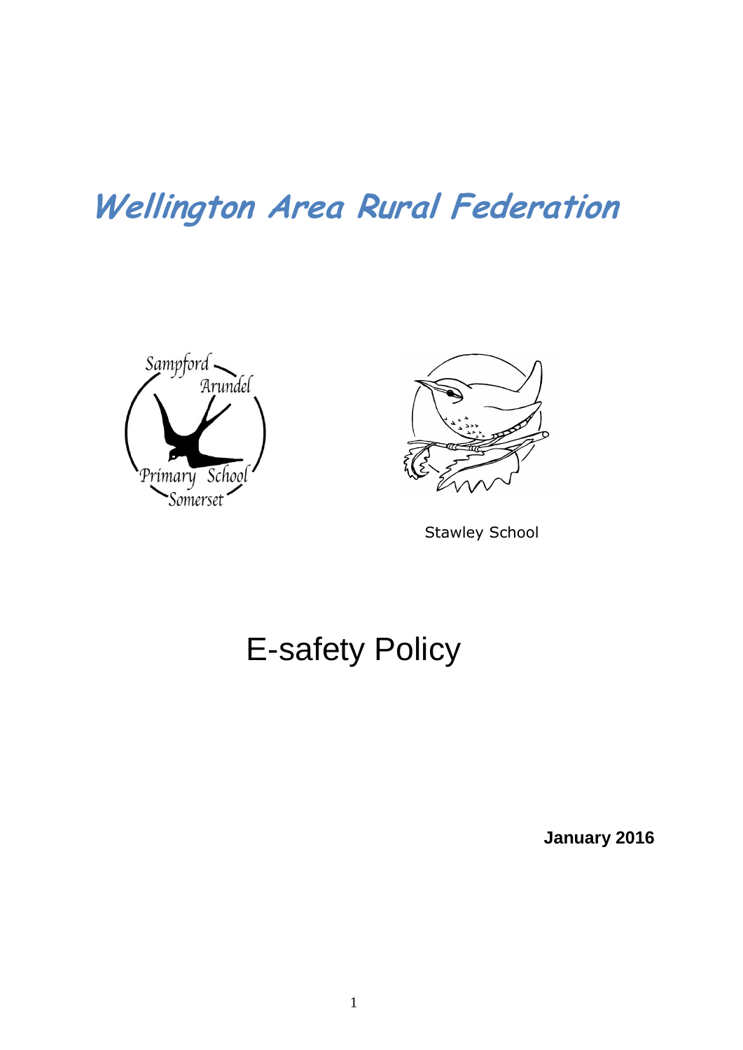# Wellington Area Rural Federation

Stawley School

# E-safety Policy

**January 2016**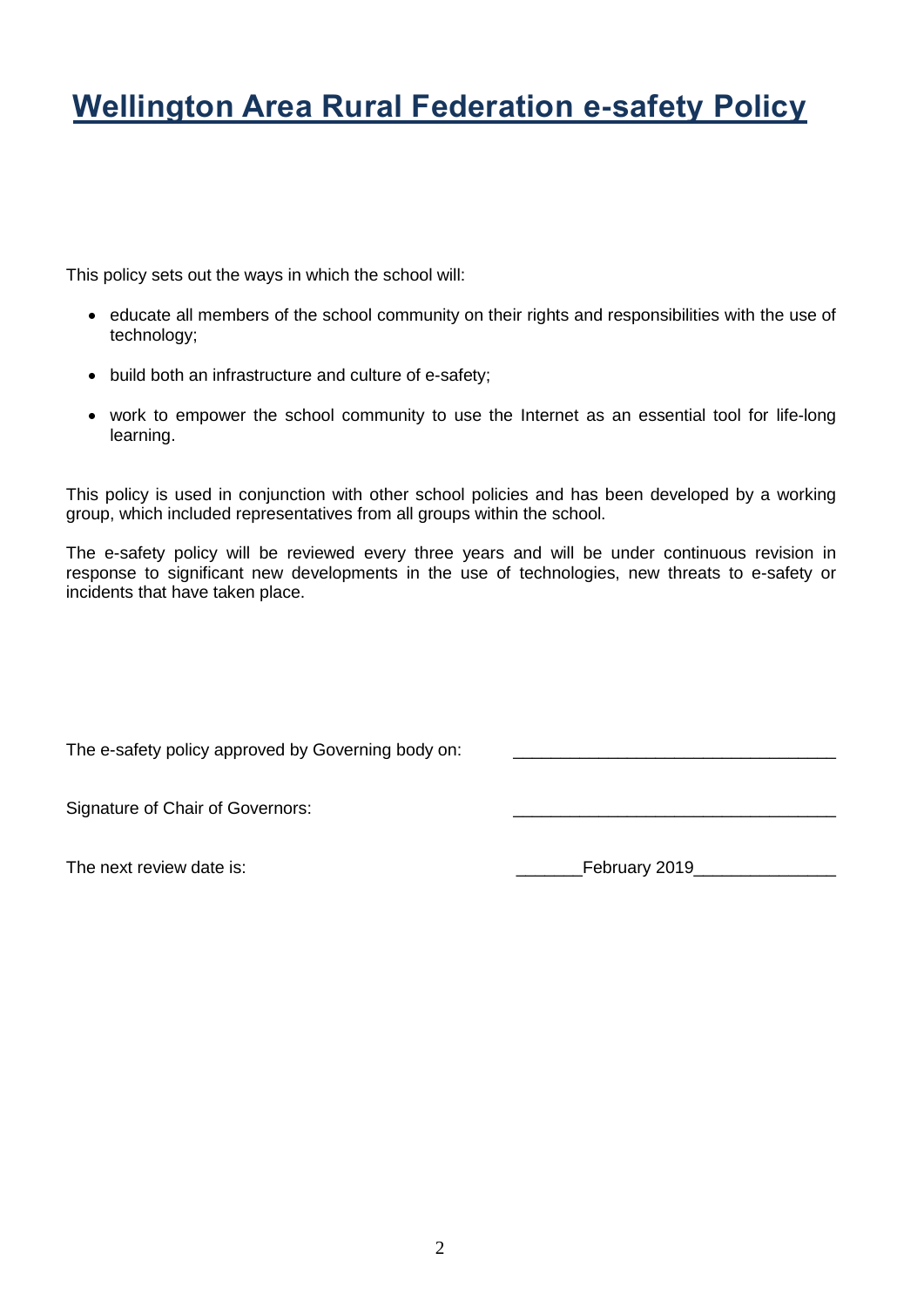# Wellington Area Rural Federation e-safety Policy

This policy sets out the ways in which the school will:

- educate all members of the school community on their rights and responsibilities with the use of technology;
- build both an infrastructure and culture of e-safety;
- work to empower the school community to use the Internet as an essential tool for life-long learning.

This policy is used in conjunction with other school policies and has been developed by a working group, which included representatives from all groups within the school.

The e-safety policy will be reviewed every three years and will be under continuous revision in response to significant new developments in the use of technologies, new threats to e-safety or incidents that have taken place.

The e-safety policy approved by Governing body on: ___________________________________

Signature of Chair of Governors: ___________________________________

The next review date is: _______February 2019_______________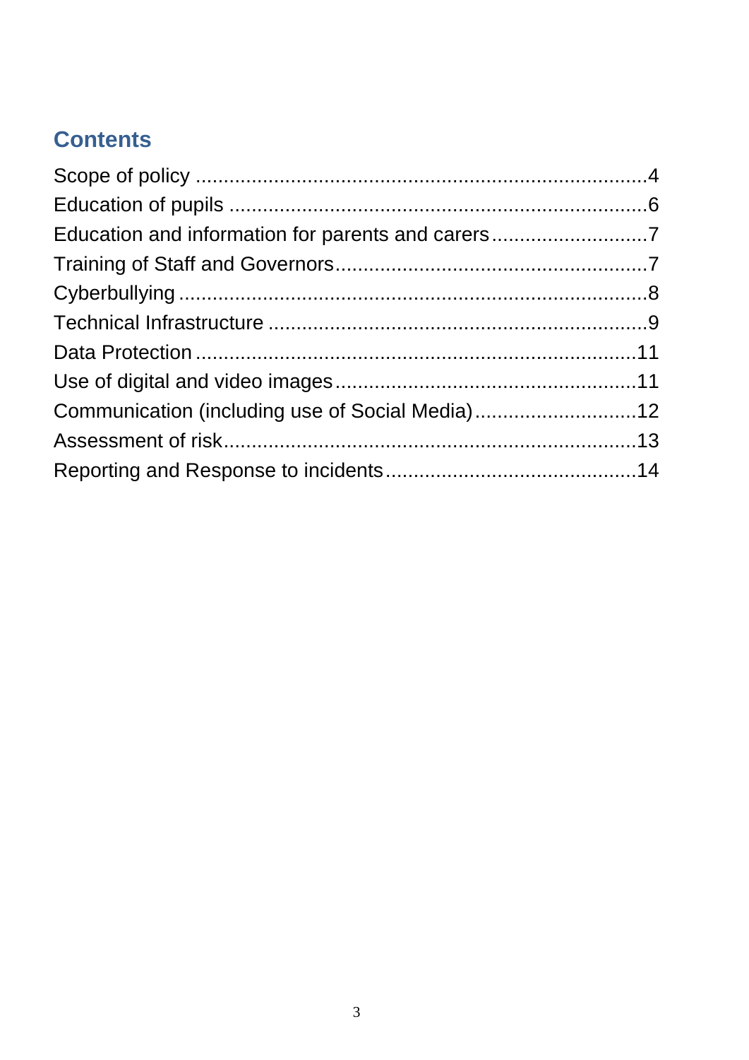## Contents

Scope of policy ....................................................................................4
Education of pupils ..............................................................................6
Education and information for parents and carers ............................7
Training of Staff and Governors.........................................................7
Cyberbullying ......................................................................................8
Technical Infrastructure ......................................................................9
Data Protection ..................................................................................11
Use of digital and video images........................................................11
Communication (including use of Social Media)..............................12
Assessment of risk............................................................................13
Reporting and Response to incidents..............................................14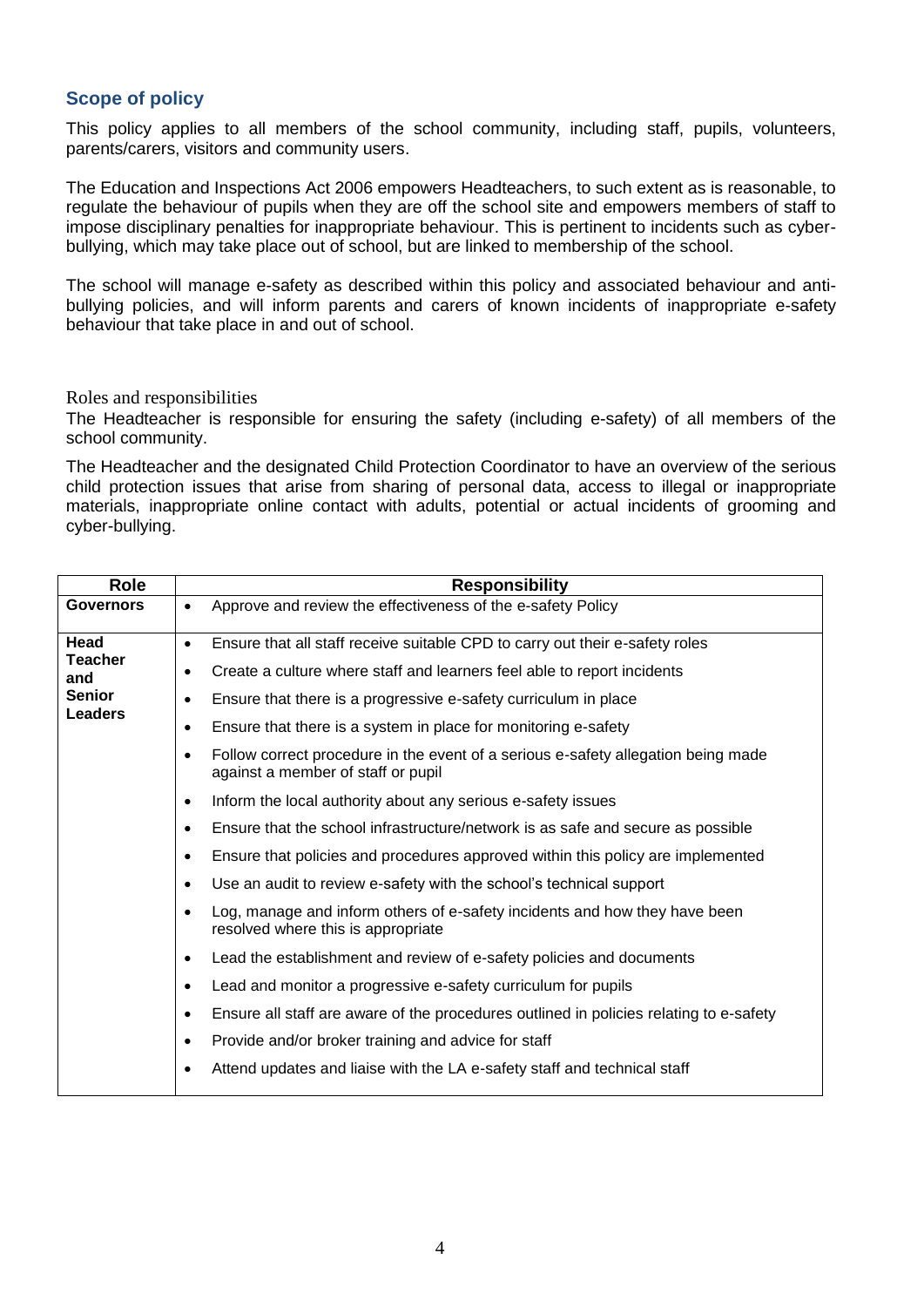## Scope of policy

This policy applies to all members of the school community, including staff, pupils, volunteers, parents/carers, visitors and community users.

The Education and Inspections Act 2006 empowers Headteachers, to such extent as is reasonable, to regulate the behaviour of pupils when they are off the school site and empowers members of staff to impose disciplinary penalties for inappropriate behaviour. This is pertinent to incidents such as cyber-bullying, which may take place out of school, but are linked to membership of the school.

The school will manage e-safety as described within this policy and associated behaviour and anti-bullying policies, and will inform parents and carers of known incidents of inappropriate e-safety behaviour that take place in and out of school.

### Roles and responsibilities

The Headteacher is responsible for ensuring the safety (including e-safety) of all members of the school community.

The Headteacher and the designated Child Protection Coordinator to have an overview of the serious child protection issues that arise from sharing of personal data, access to illegal or inappropriate materials, inappropriate online contact with adults, potential or actual incidents of grooming and cyber-bullying.

| Role | Responsibility |
|---|---|
| **Governors** | • Approve and review the effectiveness of the e-safety Policy |
| **Head Teacher and Senior Leaders** | • Ensure that all staff receive suitable CPD to carry out their e-safety roles<br>• Create a culture where staff and learners feel able to report incidents<br>• Ensure that there is a progressive e-safety curriculum in place<br>• Ensure that there is a system in place for monitoring e-safety<br>• Follow correct procedure in the event of a serious e-safety allegation being made against a member of staff or pupil<br>• Inform the local authority about any serious e-safety issues<br>• Ensure that the school infrastructure/network is as safe and secure as possible<br>• Ensure that policies and procedures approved within this policy are implemented<br>• Use an audit to review e-safety with the school's technical support<br>• Log, manage and inform others of e-safety incidents and how they have been resolved where this is appropriate<br>• Lead the establishment and review of e-safety policies and documents<br>• Lead and monitor a progressive e-safety curriculum for pupils<br>• Ensure all staff are aware of the procedures outlined in policies relating to e-safety<br>• Provide and/or broker training and advice for staff<br>• Attend updates and liaise with the LA e-safety staff and technical staff |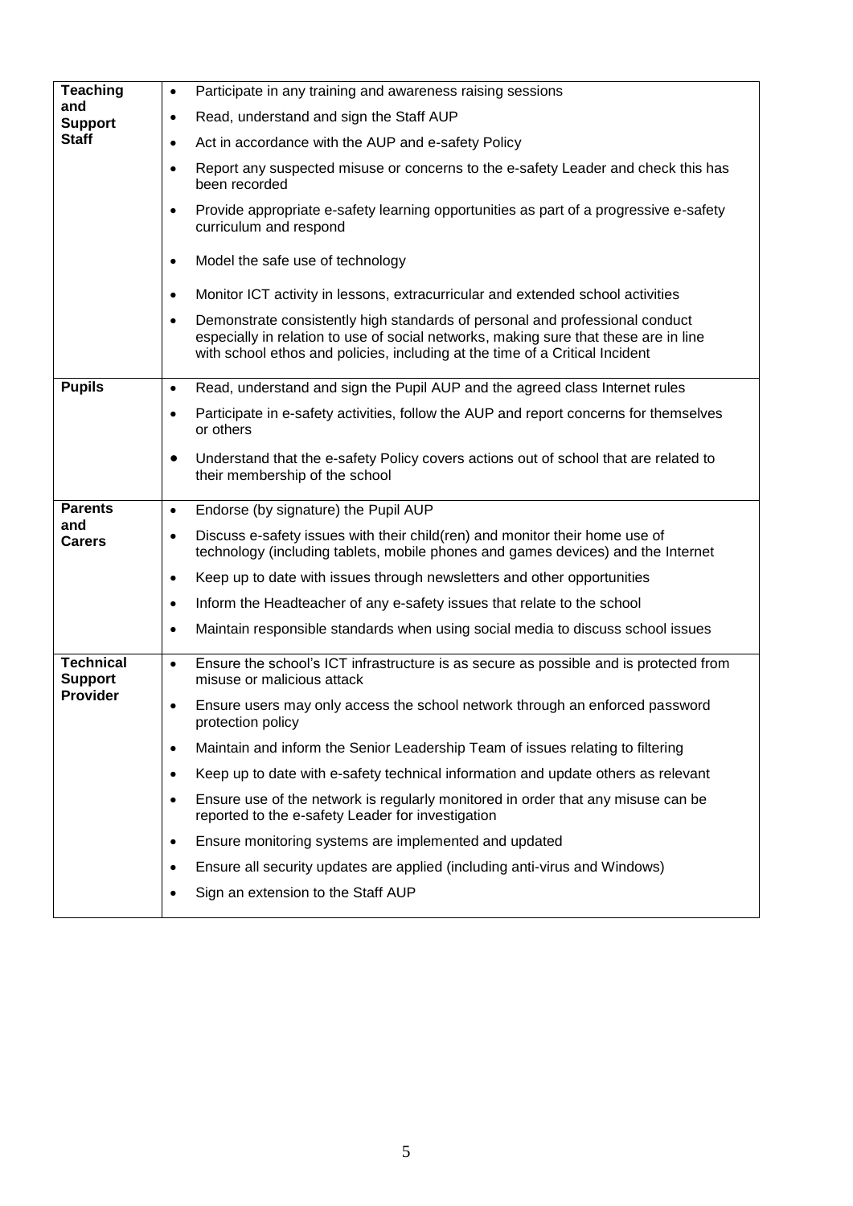| | |
|---|---|
| **Teaching and Support Staff** | • Participate in any training and awareness raising sessions<br>• Read, understand and sign the Staff AUP<br>• Act in accordance with the AUP and e-safety Policy<br>• Report any suspected misuse or concerns to the e-safety Leader and check this has been recorded<br>• Provide appropriate e-safety learning opportunities as part of a progressive e-safety curriculum and respond<br>• Model the safe use of technology<br>• Monitor ICT activity in lessons, extracurricular and extended school activities<br>• Demonstrate consistently high standards of personal and professional conduct especially in relation to use of social networks, making sure that these are in line with school ethos and policies, including at the time of a Critical Incident |
| **Pupils** | • Read, understand and sign the Pupil AUP and the agreed class Internet rules<br>• Participate in e-safety activities, follow the AUP and report concerns for themselves or others<br>• Understand that the e-safety Policy covers actions out of school that are related to their membership of the school |
| **Parents and Carers** | • Endorse (by signature) the Pupil AUP<br>• Discuss e-safety issues with their child(ren) and monitor their home use of technology (including tablets, mobile phones and games devices) and the Internet<br>• Keep up to date with issues through newsletters and other opportunities<br>• Inform the Headteacher of any e-safety issues that relate to the school<br>• Maintain responsible standards when using social media to discuss school issues |
| **Technical Support Provider** | • Ensure the school's ICT infrastructure is as secure as possible and is protected from misuse or malicious attack<br>• Ensure users may only access the school network through an enforced password protection policy<br>• Maintain and inform the Senior Leadership Team of issues relating to filtering<br>• Keep up to date with e-safety technical information and update others as relevant<br>• Ensure use of the network is regularly monitored in order that any misuse can be reported to the e-safety Leader for investigation<br>• Ensure monitoring systems are implemented and updated<br>• Ensure all security updates are applied (including anti-virus and Windows)<br>• Sign an extension to the Staff AUP |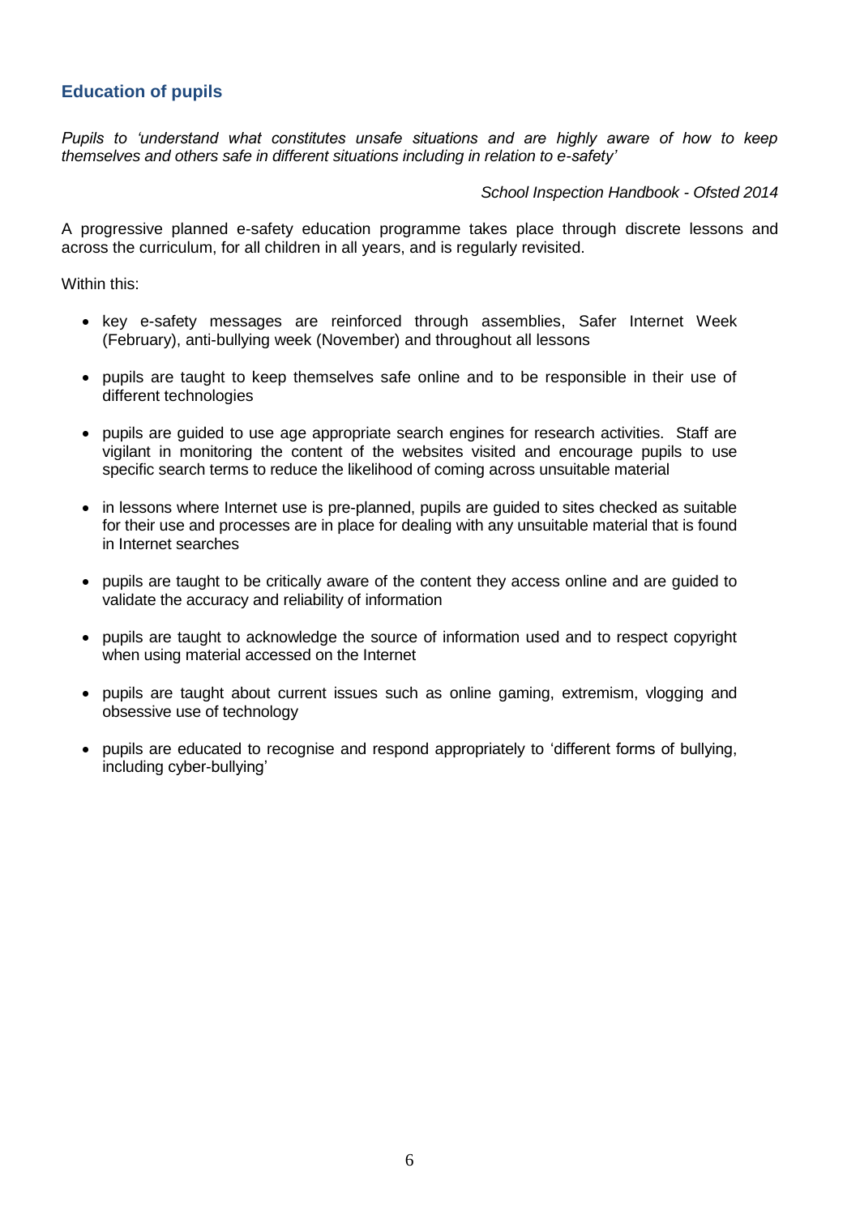## Education of pupils

*Pupils to 'understand what constitutes unsafe situations and are highly aware of how to keep themselves and others safe in different situations including in relation to e-safety'*

*School Inspection Handbook - Ofsted 2014*

A progressive planned e-safety education programme takes place through discrete lessons and across the curriculum, for all children in all years, and is regularly revisited.

Within this:

- key e-safety messages are reinforced through assemblies, Safer Internet Week (February), anti-bullying week (November) and throughout all lessons
- pupils are taught to keep themselves safe online and to be responsible in their use of different technologies
- pupils are guided to use age appropriate search engines for research activities. Staff are vigilant in monitoring the content of the websites visited and encourage pupils to use specific search terms to reduce the likelihood of coming across unsuitable material
- in lessons where Internet use is pre-planned, pupils are guided to sites checked as suitable for their use and processes are in place for dealing with any unsuitable material that is found in Internet searches
- pupils are taught to be critically aware of the content they access online and are guided to validate the accuracy and reliability of information
- pupils are taught to acknowledge the source of information used and to respect copyright when using material accessed on the Internet
- pupils are taught about current issues such as online gaming, extremism, vlogging and obsessive use of technology
- pupils are educated to recognise and respond appropriately to 'different forms of bullying, including cyber-bullying'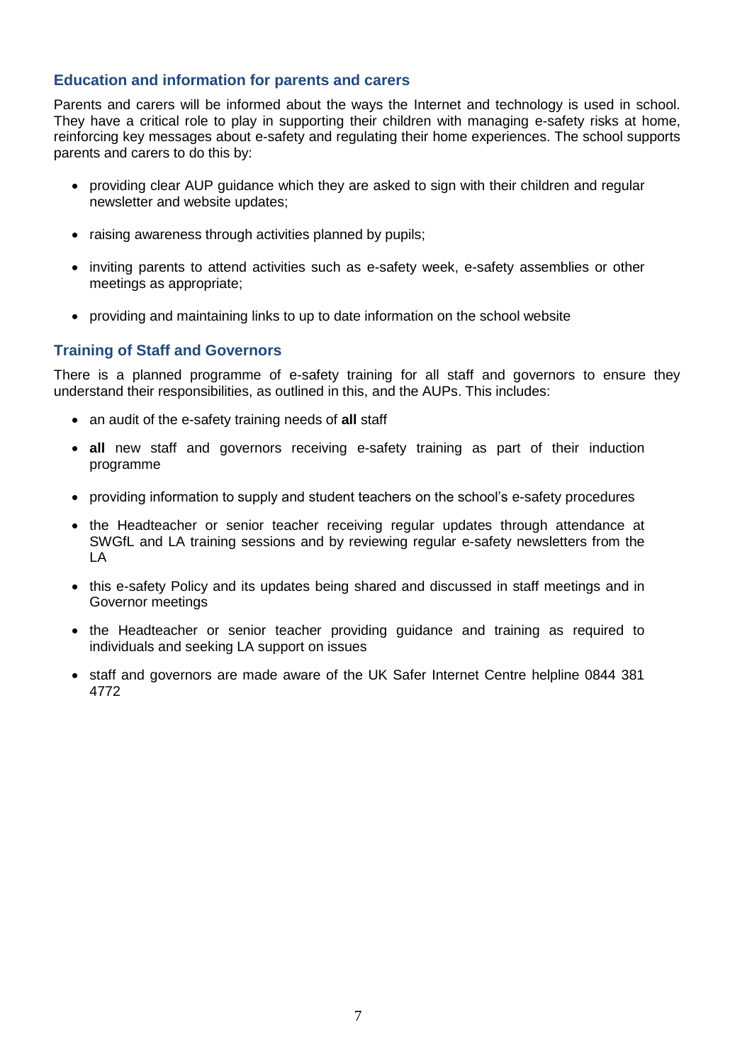### Education and information for parents and carers

Parents and carers will be informed about the ways the Internet and technology is used in school. They have a critical role to play in supporting their children with managing e-safety risks at home, reinforcing key messages about e-safety and regulating their home experiences. The school supports parents and carers to do this by:

- providing clear AUP guidance which they are asked to sign with their children and regular newsletter and website updates;
- raising awareness through activities planned by pupils;
- inviting parents to attend activities such as e-safety week, e-safety assemblies or other meetings as appropriate;
- providing and maintaining links to up to date information on the school website

### Training of Staff and Governors

There is a planned programme of e-safety training for all staff and governors to ensure they understand their responsibilities, as outlined in this, and the AUPs. This includes:

- an audit of the e-safety training needs of **all** staff
- **all** new staff and governors receiving e-safety training as part of their induction programme
- providing information to supply and student teachers on the school's e-safety procedures
- the Headteacher or senior teacher receiving regular updates through attendance at SWGfL and LA training sessions and by reviewing regular e-safety newsletters from the LA
- this e-safety Policy and its updates being shared and discussed in staff meetings and in Governor meetings
- the Headteacher or senior teacher providing guidance and training as required to individuals and seeking LA support on issues
- staff and governors are made aware of the UK Safer Internet Centre helpline 0844 381 4772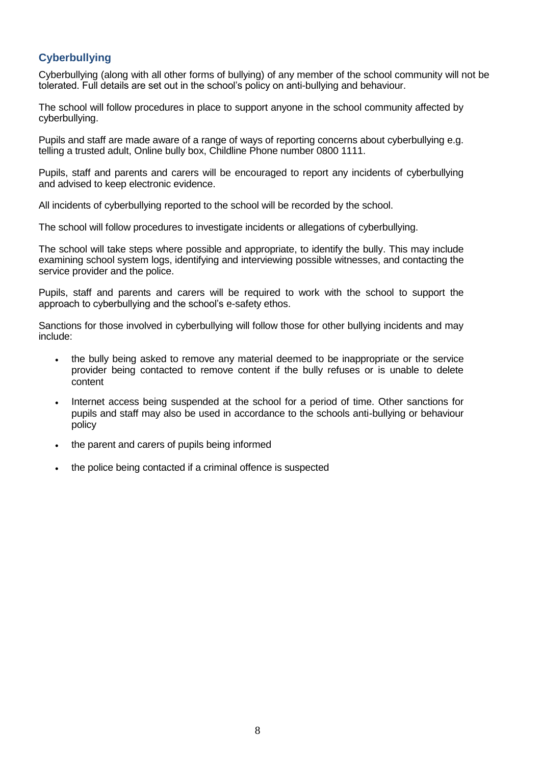## Cyberbullying

Cyberbullying (along with all other forms of bullying) of any member of the school community will not be tolerated. Full details are set out in the school's policy on anti-bullying and behaviour.

The school will follow procedures in place to support anyone in the school community affected by cyberbullying.

Pupils and staff are made aware of a range of ways of reporting concerns about cyberbullying e.g. telling a trusted adult, Online bully box, Childline Phone number 0800 1111.

Pupils, staff and parents and carers will be encouraged to report any incidents of cyberbullying and advised to keep electronic evidence.

All incidents of cyberbullying reported to the school will be recorded by the school.

The school will follow procedures to investigate incidents or allegations of cyberbullying.

The school will take steps where possible and appropriate, to identify the bully. This may include examining school system logs, identifying and interviewing possible witnesses, and contacting the service provider and the police.

Pupils, staff and parents and carers will be required to work with the school to support the approach to cyberbullying and the school's e-safety ethos.

Sanctions for those involved in cyberbullying will follow those for other bullying incidents and may include:

- the bully being asked to remove any material deemed to be inappropriate or the service provider being contacted to remove content if the bully refuses or is unable to delete content
- Internet access being suspended at the school for a period of time. Other sanctions for pupils and staff may also be used in accordance to the schools anti-bullying or behaviour policy
- the parent and carers of pupils being informed
- the police being contacted if a criminal offence is suspected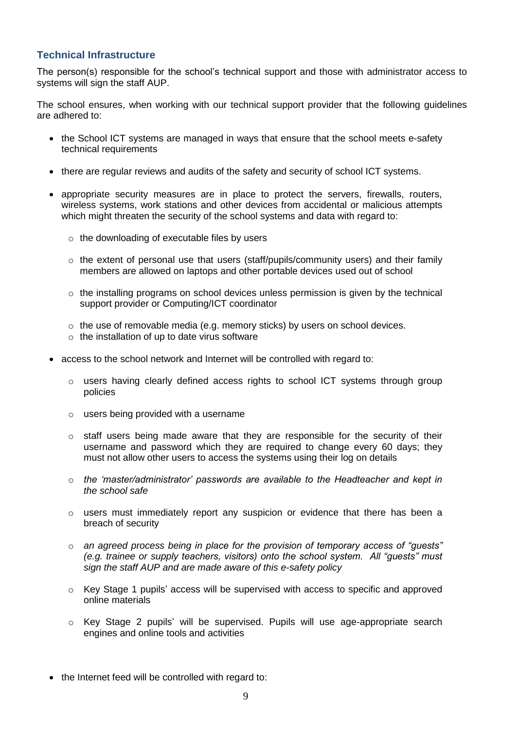### Technical Infrastructure

The person(s) responsible for the school's technical support and those with administrator access to systems will sign the staff AUP.

The school ensures, when working with our technical support provider that the following guidelines are adhered to:

- the School ICT systems are managed in ways that ensure that the school meets e-safety technical requirements
- there are regular reviews and audits of the safety and security of school ICT systems.
- appropriate security measures are in place to protect the servers, firewalls, routers, wireless systems, work stations and other devices from accidental or malicious attempts which might threaten the security of the school systems and data with regard to:
  - the downloading of executable files by users
  - the extent of personal use that users (staff/pupils/community users) and their family members are allowed on laptops and other portable devices used out of school
  - the installing programs on school devices unless permission is given by the technical support provider or Computing/ICT coordinator
  - the use of removable media (e.g. memory sticks) by users on school devices.
  - the installation of up to date virus software
- access to the school network and Internet will be controlled with regard to:
  - users having clearly defined access rights to school ICT systems through group policies
  - users being provided with a username
  - staff users being made aware that they are responsible for the security of their username and password which they are required to change every 60 days; they must not allow other users to access the systems using their log on details
  - *the 'master/administrator' passwords are available to the Headteacher and kept in the school safe*
  - users must immediately report any suspicion or evidence that there has been a breach of security
  - *an agreed process being in place for the provision of temporary access of "guests" (e.g. trainee or supply teachers, visitors) onto the school system. All "guests" must sign the staff AUP and are made aware of this e-safety policy*
  - Key Stage 1 pupils' access will be supervised with access to specific and approved online materials
  - Key Stage 2 pupils' will be supervised. Pupils will use age-appropriate search engines and online tools and activities
- the Internet feed will be controlled with regard to: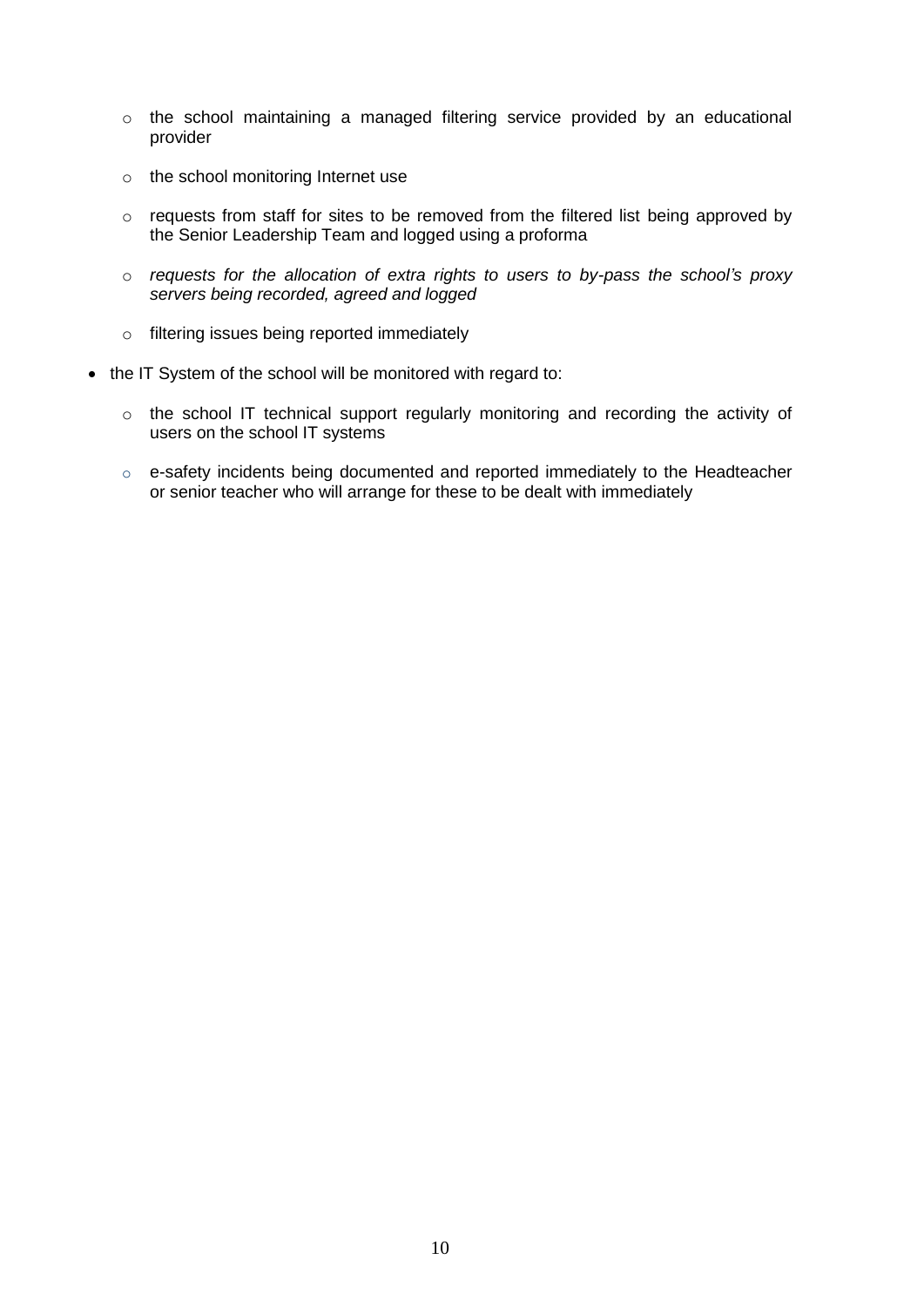- the school maintaining a managed filtering service provided by an educational provider
  - the school monitoring Internet use
  - requests from staff for sites to be removed from the filtered list being approved by the Senior Leadership Team and logged using a proforma
  - *requests for the allocation of extra rights to users to by-pass the school's proxy servers being recorded, agreed and logged*
  - filtering issues being reported immediately

- the IT System of the school will be monitored with regard to:
  - the school IT technical support regularly monitoring and recording the activity of users on the school IT systems
  - e-safety incidents being documented and reported immediately to the Headteacher or senior teacher who will arrange for these to be dealt with immediately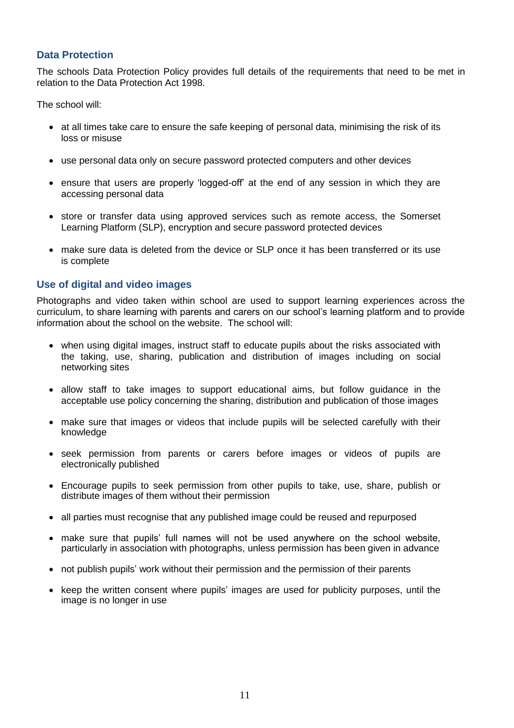## Data Protection

The schools Data Protection Policy provides full details of the requirements that need to be met in relation to the Data Protection Act 1998.

The school will:

- at all times take care to ensure the safe keeping of personal data, minimising the risk of its loss or misuse
- use personal data only on secure password protected computers and other devices
- ensure that users are properly 'logged-off' at the end of any session in which they are accessing personal data
- store or transfer data using approved services such as remote access, the Somerset Learning Platform (SLP), encryption and secure password protected devices
- make sure data is deleted from the device or SLP once it has been transferred or its use is complete

## Use of digital and video images

Photographs and video taken within school are used to support learning experiences across the curriculum, to share learning with parents and carers on our school's learning platform and to provide information about the school on the website. The school will:

- when using digital images, instruct staff to educate pupils about the risks associated with the taking, use, sharing, publication and distribution of images including on social networking sites
- allow staff to take images to support educational aims, but follow guidance in the acceptable use policy concerning the sharing, distribution and publication of those images
- make sure that images or videos that include pupils will be selected carefully with their knowledge
- seek permission from parents or carers before images or videos of pupils are electronically published
- Encourage pupils to seek permission from other pupils to take, use, share, publish or distribute images of them without their permission
- all parties must recognise that any published image could be reused and repurposed
- make sure that pupils' full names will not be used anywhere on the school website, particularly in association with photographs, unless permission has been given in advance
- not publish pupils' work without their permission and the permission of their parents
- keep the written consent where pupils' images are used for publicity purposes, until the image is no longer in use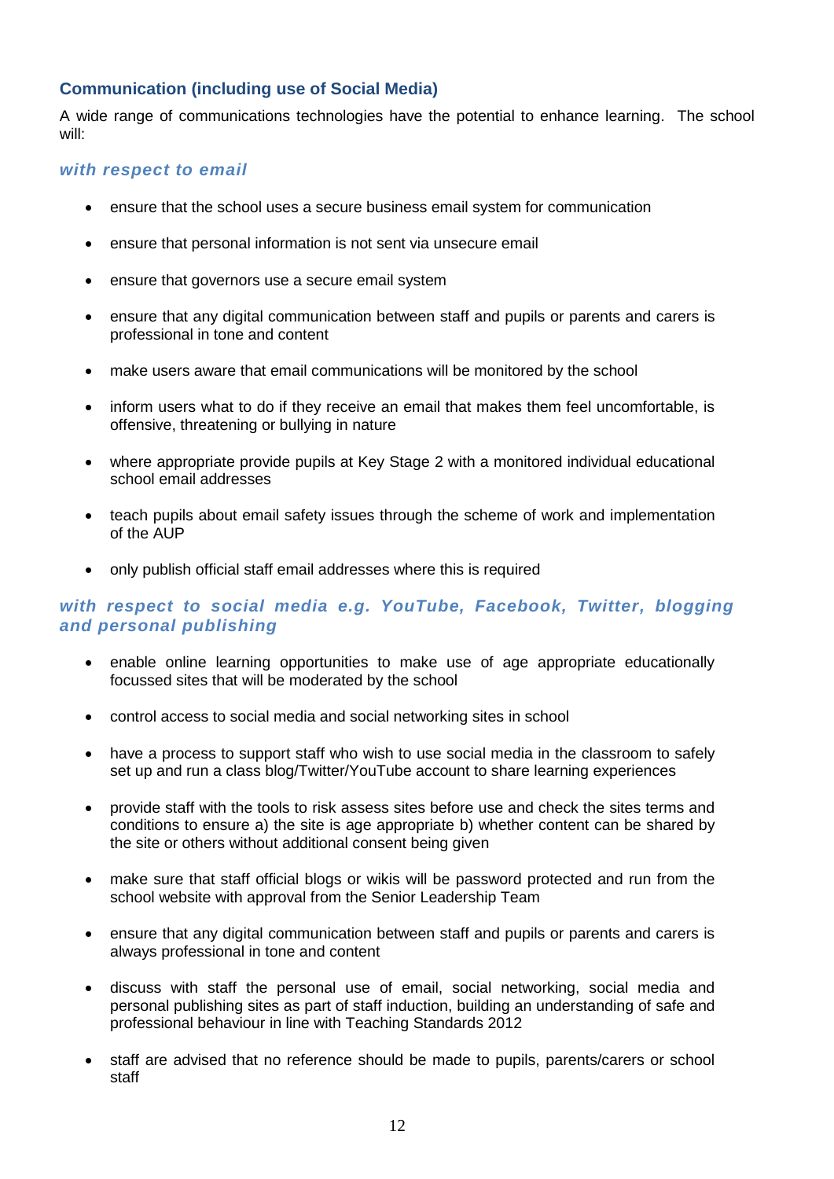## Communication (including use of Social Media)

A wide range of communications technologies have the potential to enhance learning. The school will:

### *with respect to email*

- ensure that the school uses a secure business email system for communication
- ensure that personal information is not sent via unsecure email
- ensure that governors use a secure email system
- ensure that any digital communication between staff and pupils or parents and carers is professional in tone and content
- make users aware that email communications will be monitored by the school
- inform users what to do if they receive an email that makes them feel uncomfortable, is offensive, threatening or bullying in nature
- where appropriate provide pupils at Key Stage 2 with a monitored individual educational school email addresses
- teach pupils about email safety issues through the scheme of work and implementation of the AUP
- only publish official staff email addresses where this is required

### *with respect to social media e.g. YouTube, Facebook, Twitter, blogging and personal publishing*

- enable online learning opportunities to make use of age appropriate educationally focussed sites that will be moderated by the school
- control access to social media and social networking sites in school
- have a process to support staff who wish to use social media in the classroom to safely set up and run a class blog/Twitter/YouTube account to share learning experiences
- provide staff with the tools to risk assess sites before use and check the sites terms and conditions to ensure a) the site is age appropriate b) whether content can be shared by the site or others without additional consent being given
- make sure that staff official blogs or wikis will be password protected and run from the school website with approval from the Senior Leadership Team
- ensure that any digital communication between staff and pupils or parents and carers is always professional in tone and content
- discuss with staff the personal use of email, social networking, social media and personal publishing sites as part of staff induction, building an understanding of safe and professional behaviour in line with Teaching Standards 2012
- staff are advised that no reference should be made to pupils, parents/carers or school staff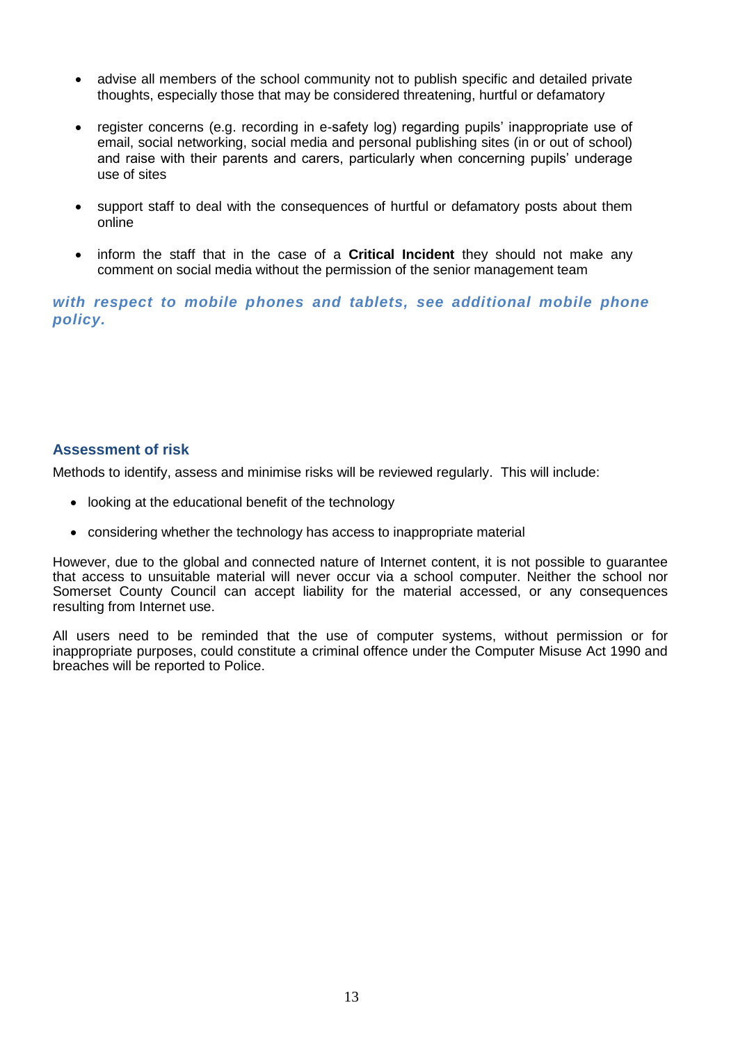- advise all members of the school community not to publish specific and detailed private thoughts, especially those that may be considered threatening, hurtful or defamatory

- register concerns (e.g. recording in e-safety log) regarding pupils' inappropriate use of email, social networking, social media and personal publishing sites (in or out of school) and raise with their parents and carers, particularly when concerning pupils' underage use of sites

- support staff to deal with the consequences of hurtful or defamatory posts about them online

- inform the staff that in the case of a **Critical Incident** they should not make any comment on social media without the permission of the senior management team

***with respect to mobile phones and tablets, see additional mobile phone policy.***

## Assessment of risk

Methods to identify, assess and minimise risks will be reviewed regularly. This will include:

- looking at the educational benefit of the technology

- considering whether the technology has access to inappropriate material

However, due to the global and connected nature of Internet content, it is not possible to guarantee that access to unsuitable material will never occur via a school computer. Neither the school nor Somerset County Council can accept liability for the material accessed, or any consequences resulting from Internet use.

All users need to be reminded that the use of computer systems, without permission or for inappropriate purposes, could constitute a criminal offence under the Computer Misuse Act 1990 and breaches will be reported to Police.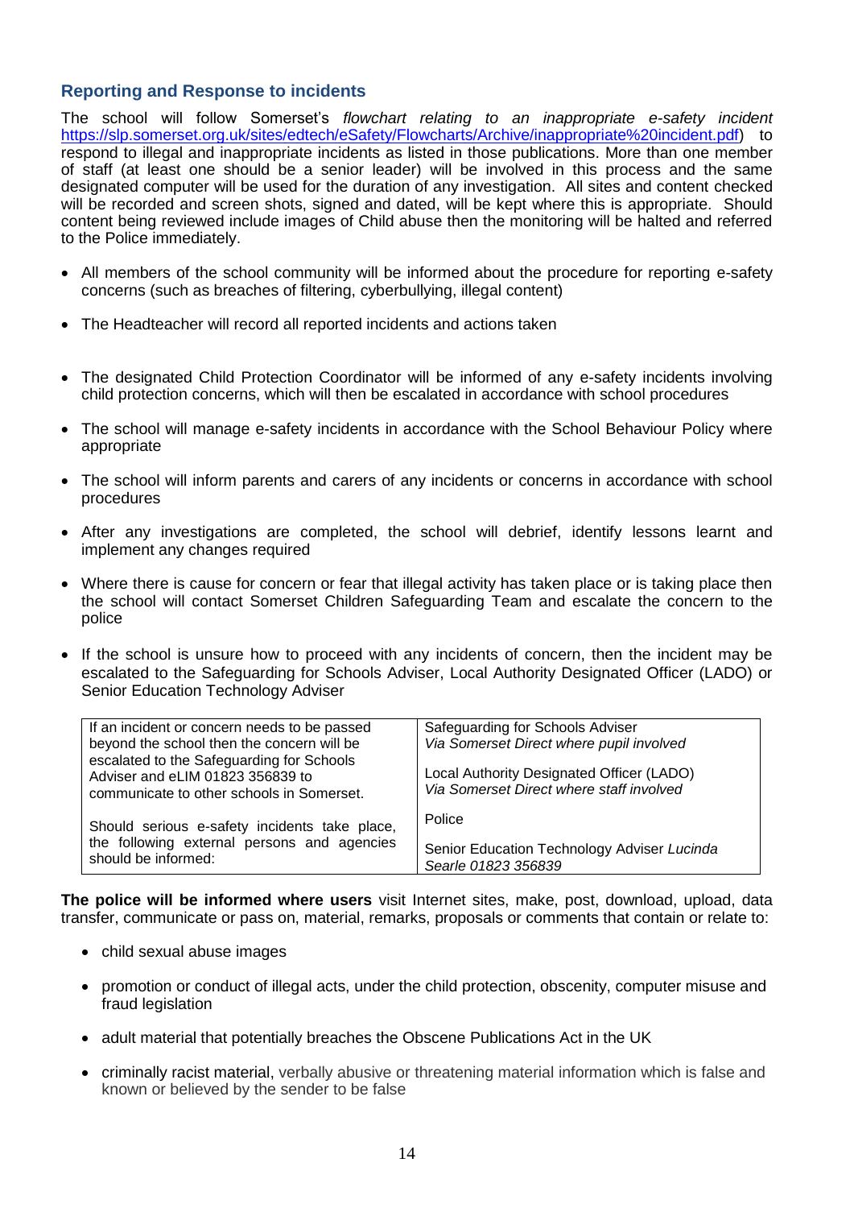### Reporting and Response to incidents

The school will follow Somerset's *flowchart relating to an inappropriate e-safety incident* [https://slp.somerset.org.uk/sites/edtech/eSafety/Flowcharts/Archive/inappropriate%20incident.pdf](https://slp.somerset.org.uk/sites/edtech/eSafety/Flowcharts/Archive/inappropriate%20incident.pdf)) to respond to illegal and inappropriate incidents as listed in those publications. More than one member of staff (at least one should be a senior leader) will be involved in this process and the same designated computer will be used for the duration of any investigation. All sites and content checked will be recorded and screen shots, signed and dated, will be kept where this is appropriate. Should content being reviewed include images of Child abuse then the monitoring will be halted and referred to the Police immediately.

- All members of the school community will be informed about the procedure for reporting e-safety concerns (such as breaches of filtering, cyberbullying, illegal content)
- The Headteacher will record all reported incidents and actions taken
- The designated Child Protection Coordinator will be informed of any e-safety incidents involving child protection concerns, which will then be escalated in accordance with school procedures
- The school will manage e-safety incidents in accordance with the School Behaviour Policy where appropriate
- The school will inform parents and carers of any incidents or concerns in accordance with school procedures
- After any investigations are completed, the school will debrief, identify lessons learnt and implement any changes required
- Where there is cause for concern or fear that illegal activity has taken place or is taking place then the school will contact Somerset Children Safeguarding Team and escalate the concern to the police
- If the school is unsure how to proceed with any incidents of concern, then the incident may be escalated to the Safeguarding for Schools Adviser, Local Authority Designated Officer (LADO) or Senior Education Technology Adviser

| | |
|---|---|
| If an incident or concern needs to be passed beyond the school then the concern will be escalated to the Safeguarding for Schools Adviser and eLIM 01823 356839 to communicate to other schools in Somerset.<br><br>Should serious e-safety incidents take place, the following external persons and agencies should be informed: | Safeguarding for Schools Adviser<br>*Via Somerset Direct where pupil involved*<br><br>Local Authority Designated Officer (LADO)<br>*Via Somerset Direct where staff involved*<br><br>Police<br><br>Senior Education Technology Adviser *Lucinda Searle 01823 356839* |

**The police will be informed where users** visit Internet sites, make, post, download, upload, data transfer, communicate or pass on, material, remarks, proposals or comments that contain or relate to:

- child sexual abuse images
- promotion or conduct of illegal acts, under the child protection, obscenity, computer misuse and fraud legislation
- adult material that potentially breaches the Obscene Publications Act in the UK
- criminally racist material, verbally abusive or threatening material information which is false and known or believed by the sender to be false